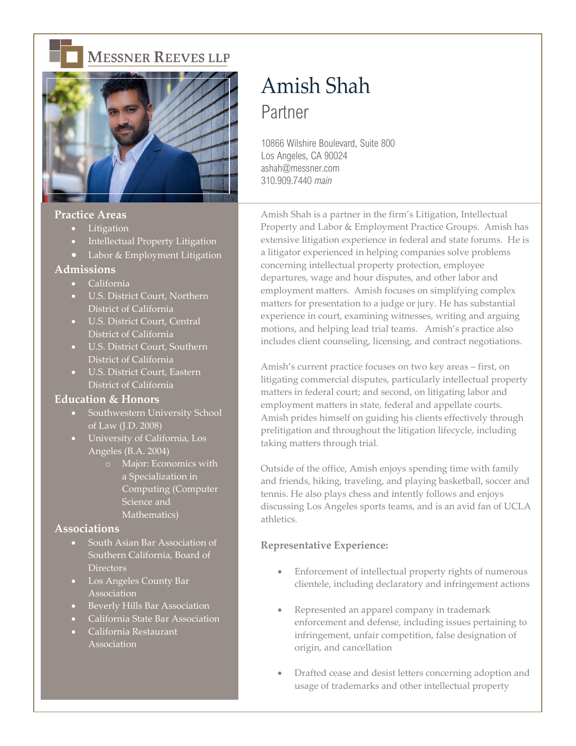MESSNER REEVES LLP

# Amish Shah

## Partner

10866 Wilshire Boulevard, Suite 800
Los Angeles, CA 90024
ashah@messner.com
310.909.7440 *main*

### Practice Areas

- Litigation
- Intellectual Property Litigation
- Labor & Employment Litigation

### Admissions

- California
- U.S. District Court, Northern District of California
- U.S. District Court, Central District of California
- U.S. District Court, Southern District of California
- U.S. District Court, Eastern District of California

### Education & Honors

- Southwestern University School of Law (J.D. 2008)
- University of California, Los Angeles (B.A. 2004)
  - Major: Economics with a Specialization in Computing (Computer Science and Mathematics)

### Associations

- South Asian Bar Association of Southern California, Board of Directors
- Los Angeles County Bar Association
- Beverly Hills Bar Association
- California State Bar Association
- California Restaurant Association

Amish Shah is a partner in the firm's Litigation, Intellectual Property and Labor & Employment Practice Groups. Amish has extensive litigation experience in federal and state forums. He is a litigator experienced in helping companies solve problems concerning intellectual property protection, employee departures, wage and hour disputes, and other labor and employment matters. Amish focuses on simplifying complex matters for presentation to a judge or jury. He has substantial experience in court, examining witnesses, writing and arguing motions, and helping lead trial teams. Amish's practice also includes client counseling, licensing, and contract negotiations.

Amish's current practice focuses on two key areas – first, on litigating commercial disputes, particularly intellectual property matters in federal court; and second, on litigating labor and employment matters in state, federal and appellate courts. Amish prides himself on guiding his clients effectively through prelitigation and throughout the litigation lifecycle, including taking matters through trial.

Outside of the office, Amish enjoys spending time with family and friends, hiking, traveling, and playing basketball, soccer and tennis. He also plays chess and intently follows and enjoys discussing Los Angeles sports teams, and is an avid fan of UCLA athletics.

### Representative Experience:

- Enforcement of intellectual property rights of numerous clientele, including declaratory and infringement actions
- Represented an apparel company in trademark enforcement and defense, including issues pertaining to infringement, unfair competition, false designation of origin, and cancellation
- Drafted cease and desist letters concerning adoption and usage of trademarks and other intellectual property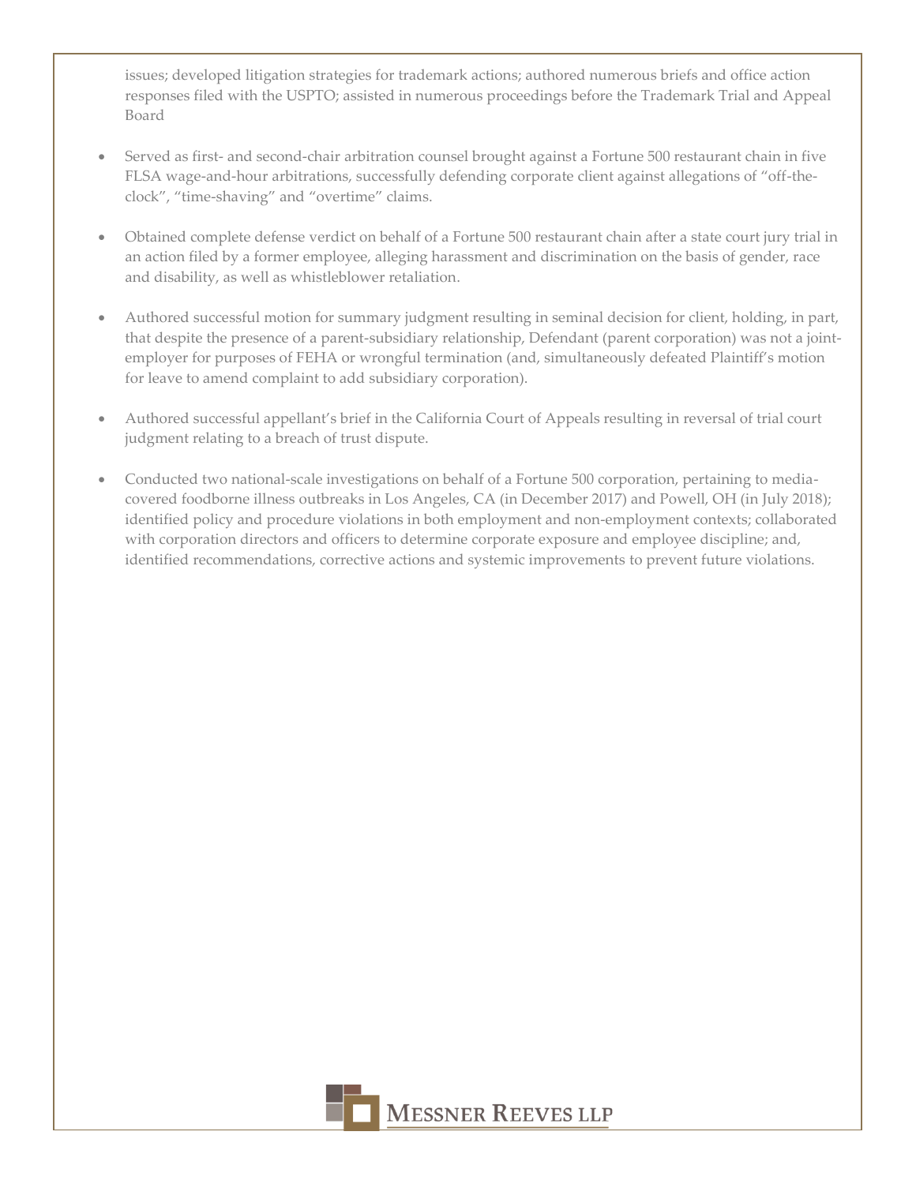issues; developed litigation strategies for trademark actions; authored numerous briefs and office action responses filed with the USPTO; assisted in numerous proceedings before the Trademark Trial and Appeal Board

- Served as first- and second-chair arbitration counsel brought against a Fortune 500 restaurant chain in five FLSA wage-and-hour arbitrations, successfully defending corporate client against allegations of "off-the-clock", "time-shaving" and "overtime" claims.

- Obtained complete defense verdict on behalf of a Fortune 500 restaurant chain after a state court jury trial in an action filed by a former employee, alleging harassment and discrimination on the basis of gender, race and disability, as well as whistleblower retaliation.

- Authored successful motion for summary judgment resulting in seminal decision for client, holding, in part, that despite the presence of a parent-subsidiary relationship, Defendant (parent corporation) was not a joint-employer for purposes of FEHA or wrongful termination (and, simultaneously defeated Plaintiff's motion for leave to amend complaint to add subsidiary corporation).

- Authored successful appellant's brief in the California Court of Appeals resulting in reversal of trial court judgment relating to a breach of trust dispute.

- Conducted two national-scale investigations on behalf of a Fortune 500 corporation, pertaining to media-covered foodborne illness outbreaks in Los Angeles, CA (in December 2017) and Powell, OH (in July 2018); identified policy and procedure violations in both employment and non-employment contexts; collaborated with corporation directors and officers to determine corporate exposure and employee discipline; and, identified recommendations, corrective actions and systemic improvements to prevent future violations.